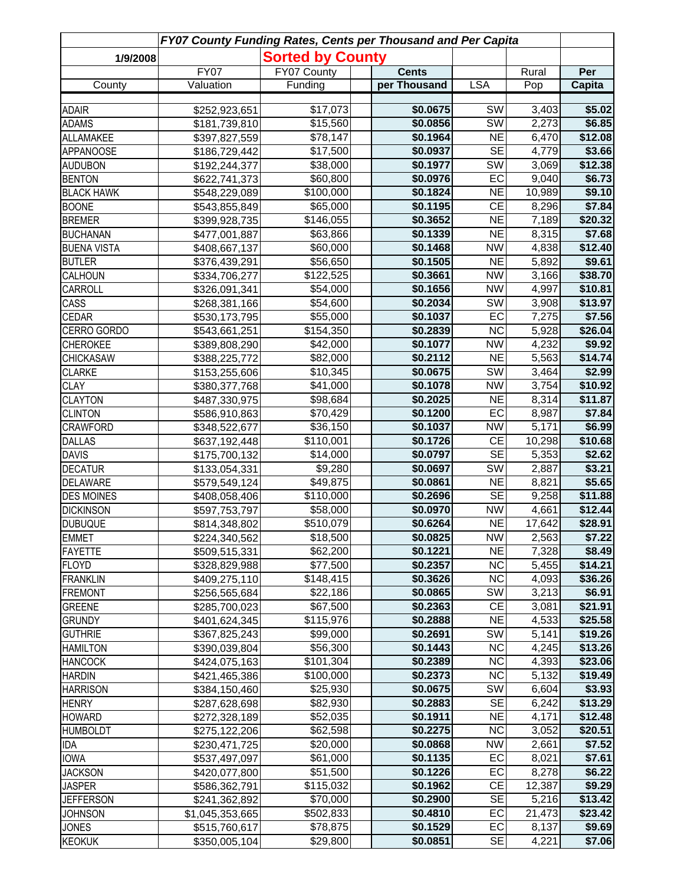| 1/9/2008 | *FY07 County Funding Rates, Cents per Thousand and Per Capita* | | | | | | |
|---|---|---|---|---|---|---|---|
| | **Sorted by County** | | | | | | |
| County | FY07 Valuation | FY07 County Funding | | **Cents per Thousand** | LSA | Rural Pop | **Per Capita** |
| ADAIR | $252,923,651 | $17,073 | | **$0.0675** | SW | 3,403 | **$5.02** |
| ADAMS | $181,739,810 | $15,560 | | **$0.0856** | SW | 2,273 | **$6.85** |
| ALLAMAKEE | $397,827,559 | $78,147 | | **$0.1964** | NE | 6,470 | **$12.08** |
| APPANOOSE | $186,729,442 | $17,500 | | **$0.0937** | SE | 4,779 | **$3.66** |
| AUDUBON | $192,244,377 | $38,000 | | **$0.1977** | SW | 3,069 | **$12.38** |
| BENTON | $622,741,373 | $60,800 | | **$0.0976** | EC | 9,040 | **$6.73** |
| BLACK HAWK | $548,229,089 | $100,000 | | **$0.1824** | NE | 10,989 | **$9.10** |
| BOONE | $543,855,849 | $65,000 | | **$0.1195** | CE | 8,296 | **$7.84** |
| BREMER | $399,928,735 | $146,055 | | **$0.3652** | NE | 7,189 | **$20.32** |
| BUCHANAN | $477,001,887 | $63,866 | | **$0.1339** | NE | 8,315 | **$7.68** |
| BUENA VISTA | $408,667,137 | $60,000 | | **$0.1468** | NW | 4,838 | **$12.40** |
| BUTLER | $376,439,291 | $56,650 | | **$0.1505** | NE | 5,892 | **$9.61** |
| CALHOUN | $334,706,277 | $122,525 | | **$0.3661** | NW | 3,166 | **$38.70** |
| CARROLL | $326,091,341 | $54,000 | | **$0.1656** | NW | 4,997 | **$10.81** |
| CASS | $268,381,166 | $54,600 | | **$0.2034** | SW | 3,908 | **$13.97** |
| CEDAR | $530,173,795 | $55,000 | | **$0.1037** | EC | 7,275 | **$7.56** |
| CERRO GORDO | $543,661,251 | $154,350 | | **$0.2839** | NC | 5,928 | **$26.04** |
| CHEROKEE | $389,808,290 | $42,000 | | **$0.1077** | NW | 4,232 | **$9.92** |
| CHICKASAW | $388,225,772 | $82,000 | | **$0.2112** | NE | 5,563 | **$14.74** |
| CLARKE | $153,255,606 | $10,345 | | **$0.0675** | SW | 3,464 | **$2.99** |
| CLAY | $380,377,768 | $41,000 | | **$0.1078** | NW | 3,754 | **$10.92** |
| CLAYTON | $487,330,975 | $98,684 | | **$0.2025** | NE | 8,314 | **$11.87** |
| CLINTON | $586,910,863 | $70,429 | | **$0.1200** | EC | 8,987 | **$7.84** |
| CRAWFORD | $348,522,677 | $36,150 | | **$0.1037** | NW | 5,171 | **$6.99** |
| DALLAS | $637,192,448 | $110,001 | | **$0.1726** | CE | 10,298 | **$10.68** |
| DAVIS | $175,700,132 | $14,000 | | **$0.0797** | SE | 5,353 | **$2.62** |
| DECATUR | $133,054,331 | $9,280 | | **$0.0697** | SW | 2,887 | **$3.21** |
| DELAWARE | $579,549,124 | $49,875 | | **$0.0861** | NE | 8,821 | **$5.65** |
| DES MOINES | $408,058,406 | $110,000 | | **$0.2696** | SE | 9,258 | **$11.88** |
| DICKINSON | $597,753,797 | $58,000 | | **$0.0970** | NW | 4,661 | **$12.44** |
| DUBUQUE | $814,348,802 | $510,079 | | **$0.6264** | NE | 17,642 | **$28.91** |
| EMMET | $224,340,562 | $18,500 | | **$0.0825** | NW | 2,563 | **$7.22** |
| FAYETTE | $509,515,331 | $62,200 | | **$0.1221** | NE | 7,328 | **$8.49** |
| FLOYD | $328,829,988 | $77,500 | | **$0.2357** | NC | 5,455 | **$14.21** |
| FRANKLIN | $409,275,110 | $148,415 | | **$0.3626** | NC | 4,093 | **$36.26** |
| FREMONT | $256,565,684 | $22,186 | | **$0.0865** | SW | 3,213 | **$6.91** |
| GREENE | $285,700,023 | $67,500 | | **$0.2363** | CE | 3,081 | **$21.91** |
| GRUNDY | $401,624,345 | $115,976 | | **$0.2888** | NE | 4,533 | **$25.58** |
| GUTHRIE | $367,825,243 | $99,000 | | **$0.2691** | SW | 5,141 | **$19.26** |
| HAMILTON | $390,039,804 | $56,300 | | **$0.1443** | NC | 4,245 | **$13.26** |
| HANCOCK | $424,075,163 | $101,304 | | **$0.2389** | NC | 4,393 | **$23.06** |
| HARDIN | $421,465,386 | $100,000 | | **$0.2373** | NC | 5,132 | **$19.49** |
| HARRISON | $384,150,460 | $25,930 | | **$0.0675** | SW | 6,604 | **$3.93** |
| HENRY | $287,628,698 | $82,930 | | **$0.2883** | SE | 6,242 | **$13.29** |
| HOWARD | $272,328,189 | $52,035 | | **$0.1911** | NE | 4,171 | **$12.48** |
| HUMBOLDT | $275,122,206 | $62,598 | | **$0.2275** | NC | 3,052 | **$20.51** |
| IDA | $230,471,725 | $20,000 | | **$0.0868** | NW | 2,661 | **$7.52** |
| IOWA | $537,497,097 | $61,000 | | **$0.1135** | EC | 8,021 | **$7.61** |
| JACKSON | $420,077,800 | $51,500 | | **$0.1226** | EC | 8,278 | **$6.22** |
| JASPER | $586,362,791 | $115,032 | | **$0.1962** | CE | 12,387 | **$9.29** |
| JEFFERSON | $241,362,892 | $70,000 | | **$0.2900** | SE | 5,216 | **$13.42** |
| JOHNSON | $1,045,353,665 | $502,833 | | **$0.4810** | EC | 21,473 | **$23.42** |
| JONES | $515,760,617 | $78,875 | | **$0.1529** | EC | 8,137 | **$9.69** |
| KEOKUK | $350,005,104 | $29,800 | | **$0.0851** | SE | 4,221 | **$7.06** |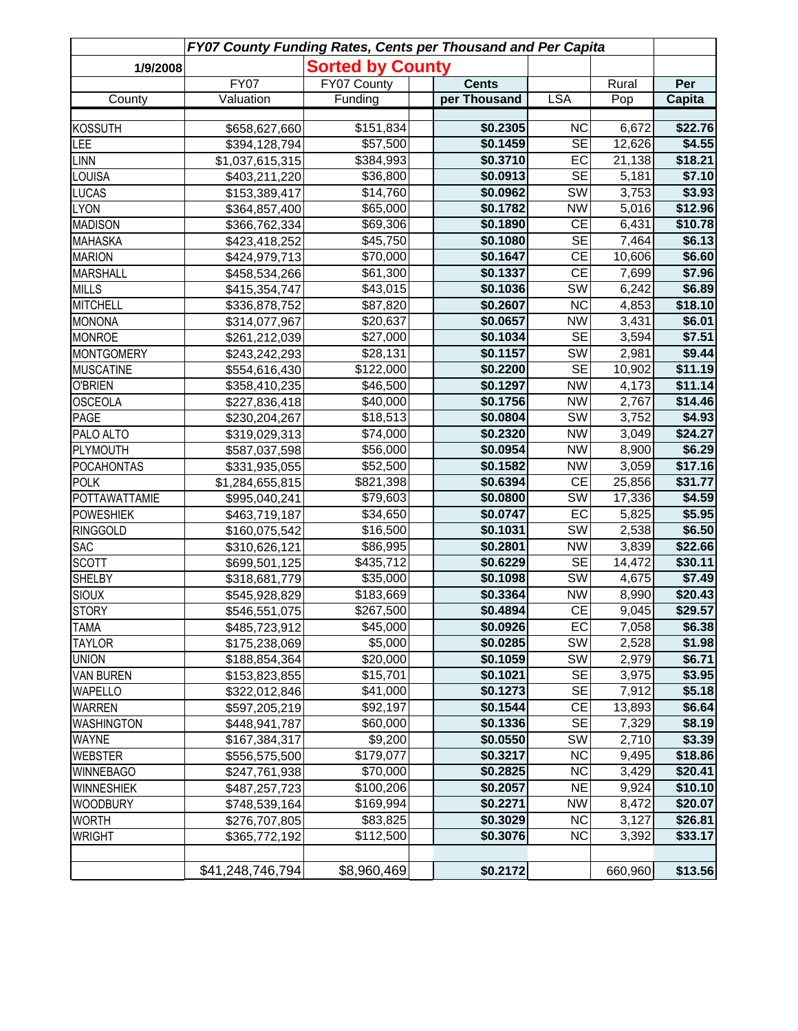| 1/9/2008 | FY07 County Funding Rates, Cents per Thousand and Per Capita Sorted by County | | | | | | |
|---|---|---|---|---|---|---|---|
| County | FY07 Valuation | FY07 County Funding | | Cents per Thousand | LSA | Rural Pop | Per Capita |
| KOSSUTH | $658,627,660 | $151,834 | | $0.2305 | NC | 6,672 | $22.76 |
| LEE | $394,128,794 | $57,500 | | $0.1459 | SE | 12,626 | $4.55 |
| LINN | $1,037,615,315 | $384,993 | | $0.3710 | EC | 21,138 | $18.21 |
| LOUISA | $403,211,220 | $36,800 | | $0.0913 | SE | 5,181 | $7.10 |
| LUCAS | $153,389,417 | $14,760 | | $0.0962 | SW | 3,753 | $3.93 |
| LYON | $364,857,400 | $65,000 | | $0.1782 | NW | 5,016 | $12.96 |
| MADISON | $366,762,334 | $69,306 | | $0.1890 | CE | 6,431 | $10.78 |
| MAHASKA | $423,418,252 | $45,750 | | $0.1080 | SE | 7,464 | $6.13 |
| MARION | $424,979,713 | $70,000 | | $0.1647 | CE | 10,606 | $6.60 |
| MARSHALL | $458,534,266 | $61,300 | | $0.1337 | CE | 7,699 | $7.96 |
| MILLS | $415,354,747 | $43,015 | | $0.1036 | SW | 6,242 | $6.89 |
| MITCHELL | $336,878,752 | $87,820 | | $0.2607 | NC | 4,853 | $18.10 |
| MONONA | $314,077,967 | $20,637 | | $0.0657 | NW | 3,431 | $6.01 |
| MONROE | $261,212,039 | $27,000 | | $0.1034 | SE | 3,594 | $7.51 |
| MONTGOMERY | $243,242,293 | $28,131 | | $0.1157 | SW | 2,981 | $9.44 |
| MUSCATINE | $554,616,430 | $122,000 | | $0.2200 | SE | 10,902 | $11.19 |
| O'BRIEN | $358,410,235 | $46,500 | | $0.1297 | NW | 4,173 | $11.14 |
| OSCEOLA | $227,836,418 | $40,000 | | $0.1756 | NW | 2,767 | $14.46 |
| PAGE | $230,204,267 | $18,513 | | $0.0804 | SW | 3,752 | $4.93 |
| PALO ALTO | $319,029,313 | $74,000 | | $0.2320 | NW | 3,049 | $24.27 |
| PLYMOUTH | $587,037,598 | $56,000 | | $0.0954 | NW | 8,900 | $6.29 |
| POCAHONTAS | $331,935,055 | $52,500 | | $0.1582 | NW | 3,059 | $17.16 |
| POLK | $1,284,655,815 | $821,398 | | $0.6394 | CE | 25,856 | $31.77 |
| POTTAWATTAMIE | $995,040,241 | $79,603 | | $0.0800 | SW | 17,336 | $4.59 |
| POWESHIEK | $463,719,187 | $34,650 | | $0.0747 | EC | 5,825 | $5.95 |
| RINGGOLD | $160,075,542 | $16,500 | | $0.1031 | SW | 2,538 | $6.50 |
| SAC | $310,626,121 | $86,995 | | $0.2801 | NW | 3,839 | $22.66 |
| SCOTT | $699,501,125 | $435,712 | | $0.6229 | SE | 14,472 | $30.11 |
| SHELBY | $318,681,779 | $35,000 | | $0.1098 | SW | 4,675 | $7.49 |
| SIOUX | $545,928,829 | $183,669 | | $0.3364 | NW | 8,990 | $20.43 |
| STORY | $546,551,075 | $267,500 | | $0.4894 | CE | 9,045 | $29.57 |
| TAMA | $485,723,912 | $45,000 | | $0.0926 | EC | 7,058 | $6.38 |
| TAYLOR | $175,238,069 | $5,000 | | $0.0285 | SW | 2,528 | $1.98 |
| UNION | $188,854,364 | $20,000 | | $0.1059 | SW | 2,979 | $6.71 |
| VAN BUREN | $153,823,855 | $15,701 | | $0.1021 | SE | 3,975 | $3.95 |
| WAPELLO | $322,012,846 | $41,000 | | $0.1273 | SE | 7,912 | $5.18 |
| WARREN | $597,205,219 | $92,197 | | $0.1544 | CE | 13,893 | $6.64 |
| WASHINGTON | $448,941,787 | $60,000 | | $0.1336 | SE | 7,329 | $8.19 |
| WAYNE | $167,384,317 | $9,200 | | $0.0550 | SW | 2,710 | $3.39 |
| WEBSTER | $556,575,500 | $179,077 | | $0.3217 | NC | 9,495 | $18.86 |
| WINNEBAGO | $247,761,938 | $70,000 | | $0.2825 | NC | 3,429 | $20.41 |
| WINNESHIEK | $487,257,723 | $100,206 | | $0.2057 | NE | 9,924 | $10.10 |
| WOODBURY | $748,539,164 | $169,994 | | $0.2271 | NW | 8,472 | $20.07 |
| WORTH | $276,707,805 | $83,825 | | $0.3029 | NC | 3,127 | $26.81 |
| WRIGHT | $365,772,192 | $112,500 | | $0.3076 | NC | 3,392 | $33.17 |
| | $41,248,746,794 | $8,960,469 | | $0.2172 | | 660,960 | $13.56 |